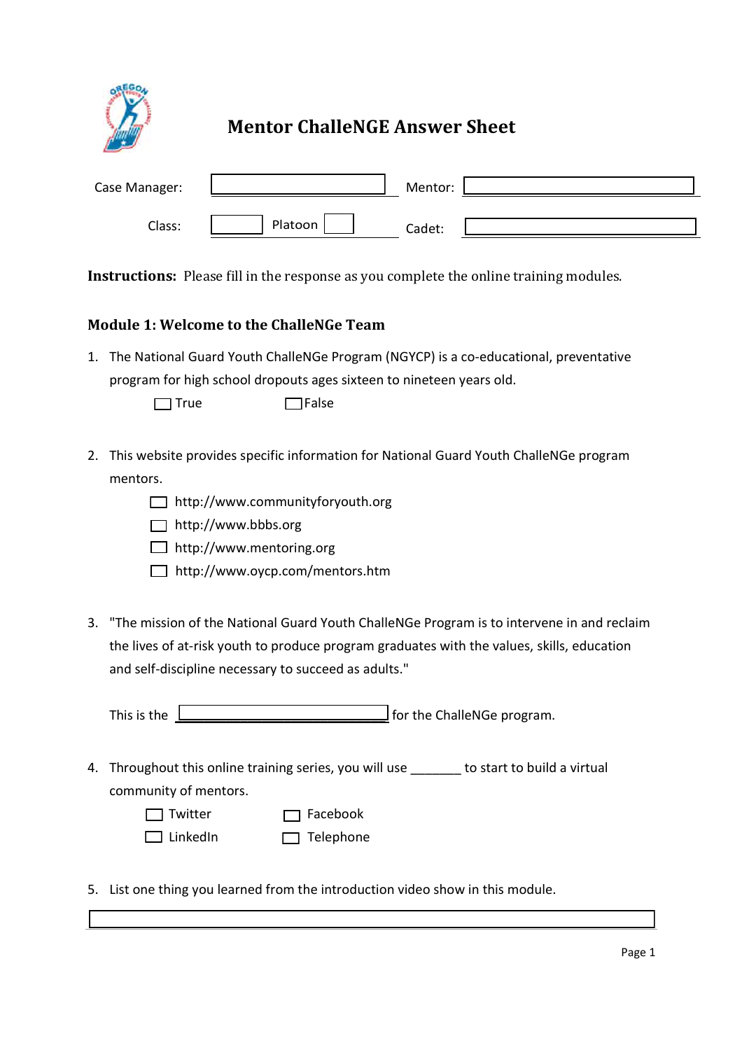# Mentor ChalleNGE Answer Sheet

Case Manager: ______________________ Mentor: ______________________

Class: ________ Platoon ________ Cadet: ______________________

**Instructions:** Please fill in the response as you complete the online training modules.

## Module 1: Welcome to the ChalleNGe Team

1. The National Guard Youth ChalleNGe Program (NGYCP) is a co-educational, preventative program for high school dropouts ages sixteen to nineteen years old.

   ☐ True ☐ False

2. This website provides specific information for National Guard Youth ChalleNGe program mentors.

   ☐ http://www.communityforyouth.org
   ☐ http://www.bbbs.org
   ☐ http://www.mentoring.org
   ☐ http://www.oycp.com/mentors.htm

3. "The mission of the National Guard Youth ChalleNGe Program is to intervene in and reclaim the lives of at-risk youth to produce program graduates with the values, skills, education and self-discipline necessary to succeed as adults."

   This is the ______________________ for the ChalleNGe program.

4. Throughout this online training series, you will use _______ to start to build a virtual community of mentors.

   ☐ Twitter ☐ Facebook
   ☐ LinkedIn ☐ Telephone

5. List one thing you learned from the introduction video show in this module.

   ______________________________________________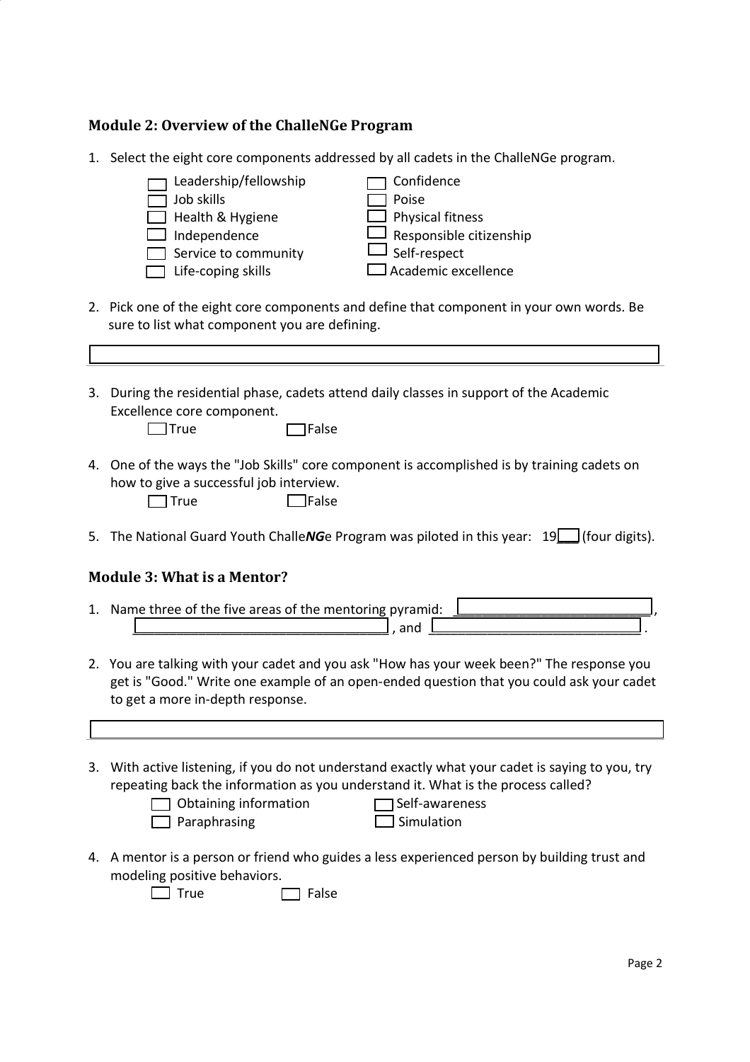### Module 2: Overview of the ChalleNGe Program

1. Select the eight core components addressed by all cadets in the ChalleNGe program.

   - ☐ Leadership/fellowship
   - ☐ Job skills
   - ☐ Health & Hygiene
   - ☐ Independence
   - ☐ Service to community
   - ☐ Life-coping skills
   - ☐ Confidence
   - ☐ Poise
   - ☐ Physical fitness
   - ☐ Responsible citizenship
   - ☐ Self-respect
   - ☐ Academic excellence

2. Pick one of the eight core components and define that component in your own words. Be sure to list what component you are defining.

   ______________________________

3. During the residential phase, cadets attend daily classes in support of the Academic Excellence core component.

   ☐ True ☐ False

4. One of the ways the "Job Skills" core component is accomplished is by training cadets on how to give a successful job interview.

   ☐ True ☐ False

5. The National Guard Youth Challe***NG***e Program was piloted in this year: 19___ (four digits).

### Module 3: What is a Mentor?

1. Name three of the five areas of the mentoring pyramid: ______________, ______________, and ______________.

2. You are talking with your cadet and you ask "How has your week been?" The response you get is "Good." Write one example of an open-ended question that you could ask your cadet to get a more in-depth response.

   ______________________________

3. With active listening, if you do not understand exactly what your cadet is saying to you, try repeating back the information as you understand it. What is the process called?

   - ☐ Obtaining information
   - ☐ Paraphrasing
   - ☐ Self-awareness
   - ☐ Simulation

4. A mentor is a person or friend who guides a less experienced person by building trust and modeling positive behaviors.

   ☐ True ☐ False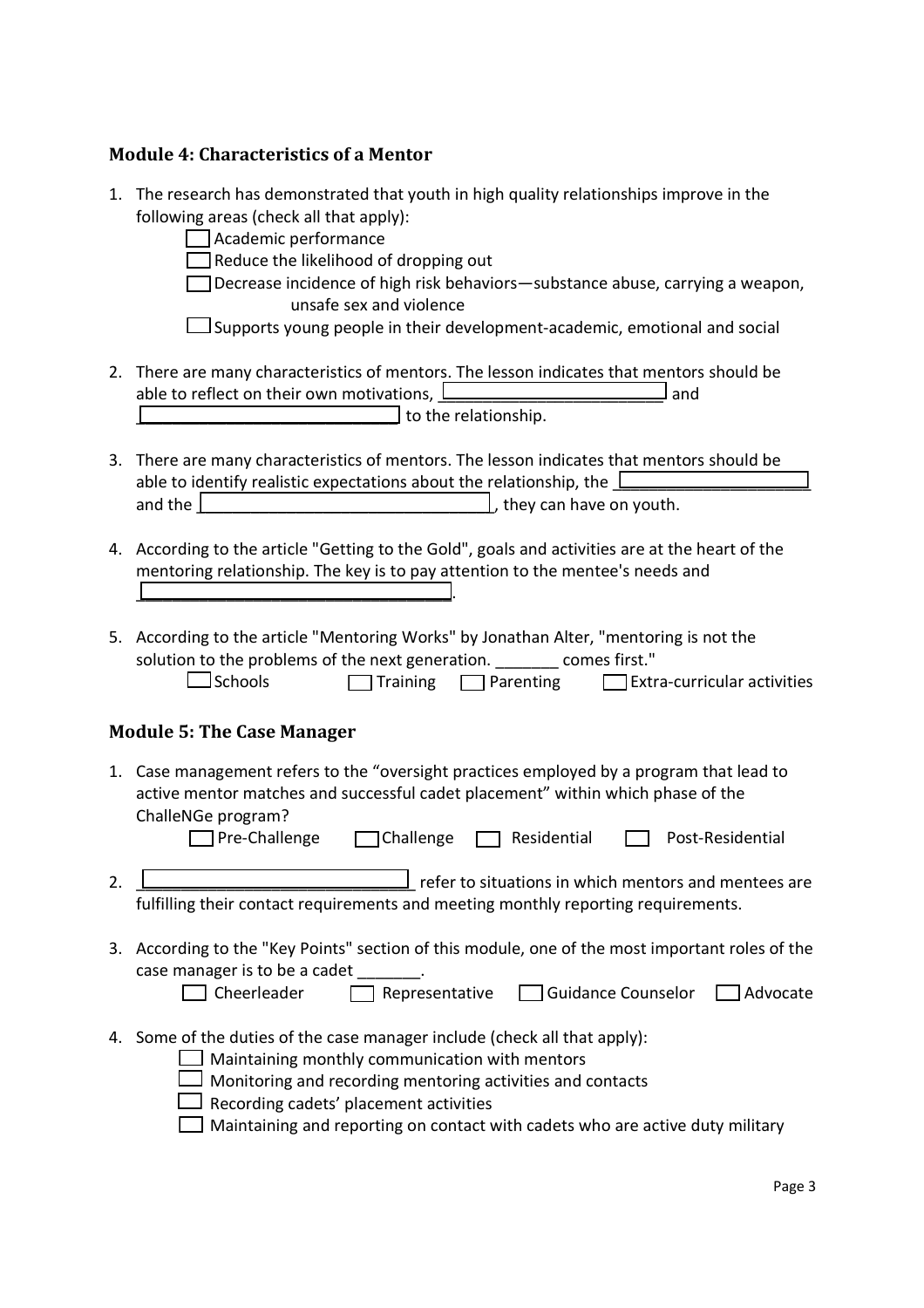### Module 4: Characteristics of a Mentor

1. The research has demonstrated that youth in high quality relationships improve in the following areas (check all that apply):
   - ☐ Academic performance
   - ☐ Reduce the likelihood of dropping out
   - ☐ Decrease incidence of high risk behaviors—substance abuse, carrying a weapon, unsafe sex and violence
   - ☐ Supports young people in their development-academic, emotional and social

2. There are many characteristics of mentors. The lesson indicates that mentors should be able to reflect on their own motivations, ________________________ and ____________________________ to the relationship.

3. There are many characteristics of mentors. The lesson indicates that mentors should be able to identify realistic expectations about the relationship, the ____________________ and the _______________________________, they can have on youth.

4. According to the article "Getting to the Gold", goals and activities are at the heart of the mentoring relationship. The key is to pay attention to the mentee's needs and ________________________________.

5. According to the article "Mentoring Works" by Jonathan Alter, "mentoring is not the solution to the problems of the next generation. _______ comes first."
   ☐ Schools ☐ Training ☐ Parenting ☐ Extra-curricular activities

### Module 5: The Case Manager

1. Case management refers to the "oversight practices employed by a program that lead to active mentor matches and successful cadet placement" within which phase of the ChalleNGe program?
   ☐ Pre-Challenge ☐ Challenge ☐ Residential ☐ Post-Residential

2. ____________________________ refer to situations in which mentors and mentees are fulfilling their contact requirements and meeting monthly reporting requirements.

3. According to the "Key Points" section of this module, one of the most important roles of the case manager is to be a cadet _______.
   ☐ Cheerleader ☐ Representative ☐ Guidance Counselor ☐ Advocate

4. Some of the duties of the case manager include (check all that apply):
   - ☐ Maintaining monthly communication with mentors
   - ☐ Monitoring and recording mentoring activities and contacts
   - ☐ Recording cadets' placement activities
   - ☐ Maintaining and reporting on contact with cadets who are active duty military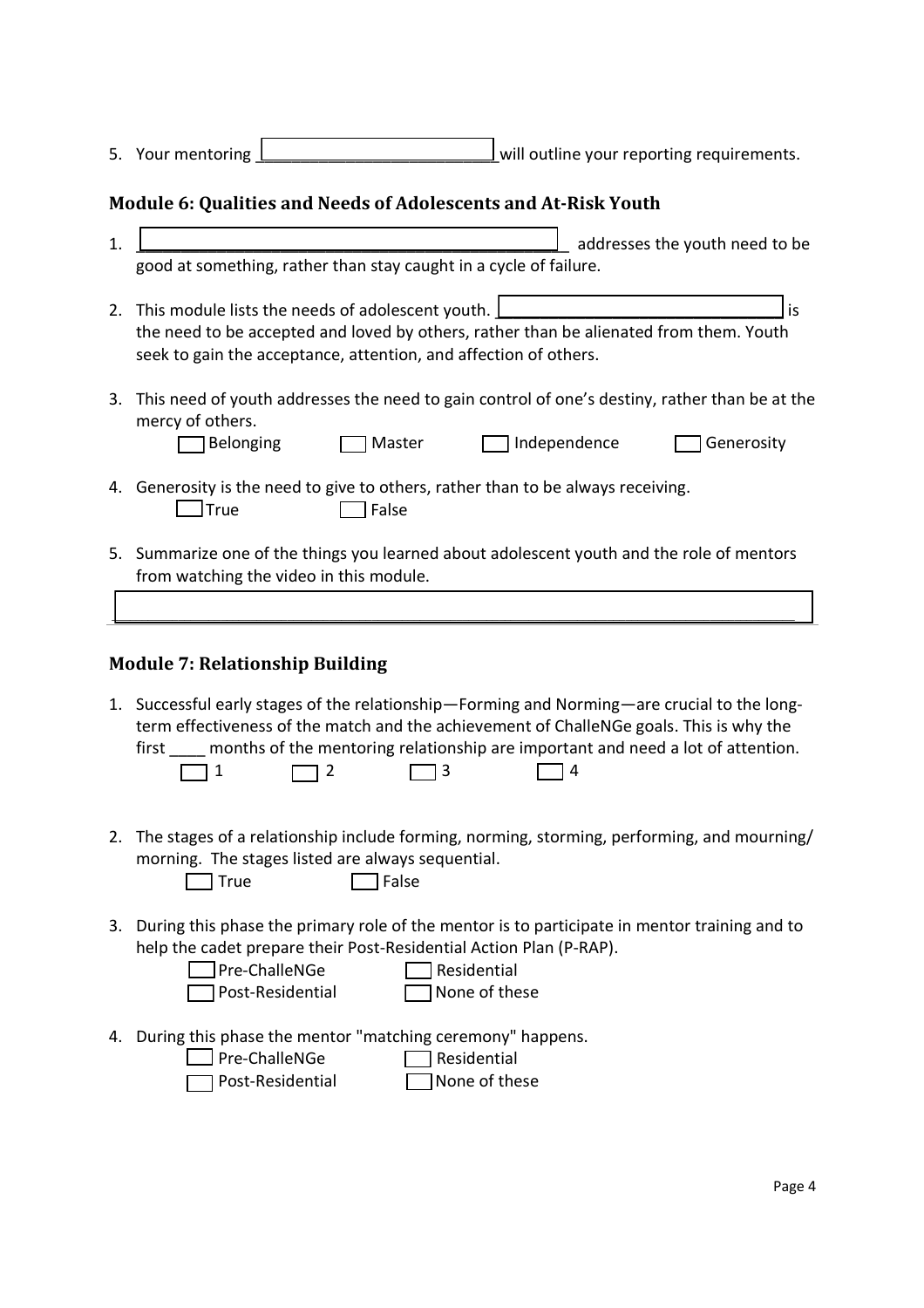5. Your mentoring ________________________ will outline your reporting requirements.

### Module 6: Qualities and Needs of Adolescents and At-Risk Youth

1. ____________________________________________ addresses the youth need to be good at something, rather than stay caught in a cycle of failure.

2. This module lists the needs of adolescent youth. ______________________________ is the need to be accepted and loved by others, rather than be alienated from them. Youth seek to gain the acceptance, attention, and affection of others.

3. This need of youth addresses the need to gain control of one's destiny, rather than be at the mercy of others.
   - [ ] Belonging
   - [ ] Master
   - [ ] Independence
   - [ ] Generosity

4. Generosity is the need to give to others, rather than to be always receiving.
   - [ ] True
   - [ ] False

5. Summarize one of the things you learned about adolescent youth and the role of mentors from watching the video in this module.

________________________________________________________________________________

### Module 7: Relationship Building

1. Successful early stages of the relationship—Forming and Norming—are crucial to the long-term effectiveness of the match and the achievement of ChalleNGe goals. This is why the first ____ months of the mentoring relationship are important and need a lot of attention.
   - [ ] 1
   - [ ] 2
   - [ ] 3
   - [ ] 4

2. The stages of a relationship include forming, norming, storming, performing, and mourning/ morning. The stages listed are always sequential.
   - [ ] True
   - [ ] False

3. During this phase the primary role of the mentor is to participate in mentor training and to help the cadet prepare their Post-Residential Action Plan (P-RAP).
   - [ ] Pre-ChalleNGe
   - [ ] Residential
   - [ ] Post-Residential
   - [ ] None of these

4. During this phase the mentor "matching ceremony" happens.
   - [ ] Pre-ChalleNGe
   - [ ] Residential
   - [ ] Post-Residential
   - [ ] None of these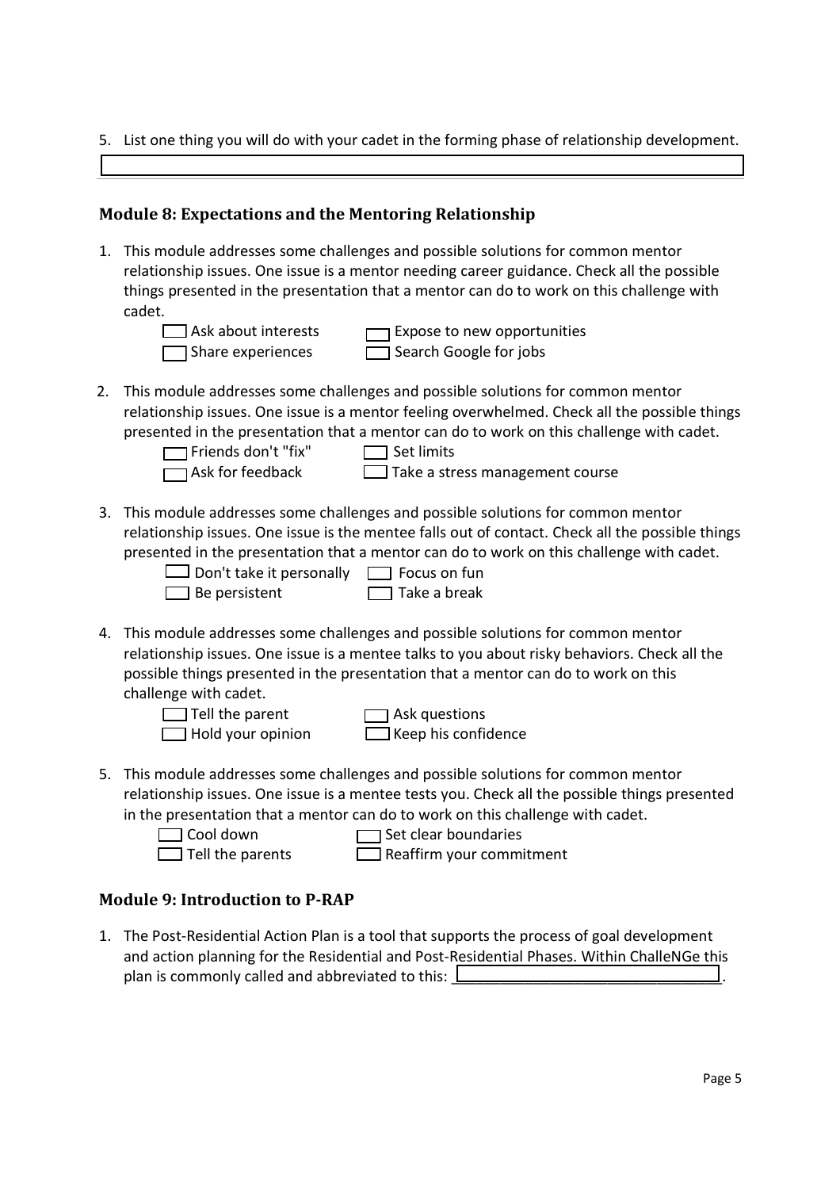5. List one thing you will do with your cadet in the forming phase of relationship development.

______________________________________________

## Module 8: Expectations and the Mentoring Relationship

1. This module addresses some challenges and possible solutions for common mentor relationship issues. One issue is a mentor needing career guidance. Check all the possible things presented in the presentation that a mentor can do to work on this challenge with cadet.
   - ☐ Ask about interests
   - ☐ Expose to new opportunities
   - ☐ Share experiences
   - ☐ Search Google for jobs

2. This module addresses some challenges and possible solutions for common mentor relationship issues. One issue is a mentor feeling overwhelmed. Check all the possible things presented in the presentation that a mentor can do to work on this challenge with cadet.
   - ☐ Friends don't "fix"
   - ☐ Set limits
   - ☐ Ask for feedback
   - ☐ Take a stress management course

3. This module addresses some challenges and possible solutions for common mentor relationship issues. One issue is the mentee falls out of contact. Check all the possible things presented in the presentation that a mentor can do to work on this challenge with cadet.
   - ☐ Don't take it personally
   - ☐ Focus on fun
   - ☐ Be persistent
   - ☐ Take a break

4. This module addresses some challenges and possible solutions for common mentor relationship issues. One issue is a mentee talks to you about risky behaviors. Check all the possible things presented in the presentation that a mentor can do to work on this challenge with cadet.
   - ☐ Tell the parent
   - ☐ Ask questions
   - ☐ Hold your opinion
   - ☐ Keep his confidence

5. This module addresses some challenges and possible solutions for common mentor relationship issues. One issue is a mentee tests you. Check all the possible things presented in the presentation that a mentor can do to work on this challenge with cadet.
   - ☐ Cool down
   - ☐ Set clear boundaries
   - ☐ Tell the parents
   - ☐ Reaffirm your commitment

## Module 9: Introduction to P-RAP

1. The Post-Residential Action Plan is a tool that supports the process of goal development and action planning for the Residential and Post-Residential Phases. Within ChalleNGe this plan is commonly called and abbreviated to this: ______________________________.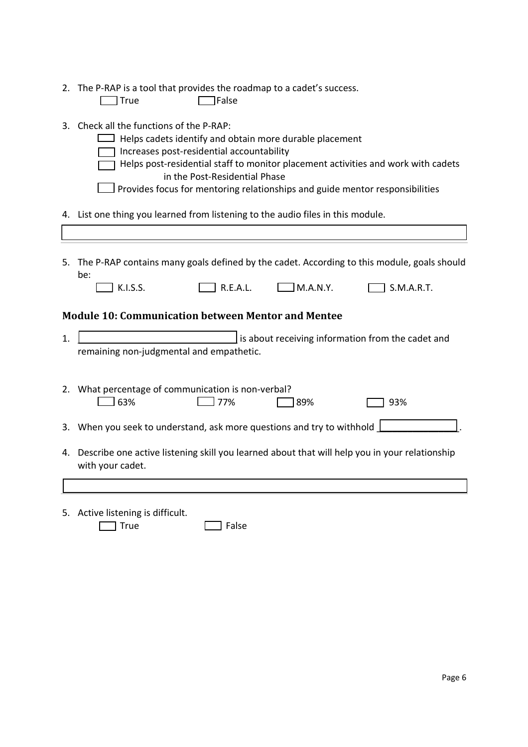2. The P-RAP is a tool that provides the roadmap to a cadet's success.

   ☐ True ☐ False

3. Check all the functions of the P-RAP:

   ☐ Helps cadets identify and obtain more durable placement
   ☐ Increases post-residential accountability
   ☐ Helps post-residential staff to monitor placement activities and work with cadets in the Post-Residential Phase
   ☐ Provides focus for mentoring relationships and guide mentor responsibilities

4. List one thing you learned from listening to the audio files in this module.

   ______________________________

5. The P-RAP contains many goals defined by the cadet. According to this module, goals should be:

   ☐ K.I.S.S. ☐ R.E.A.L. ☐ M.A.N.Y. ☐ S.M.A.R.T.

### Module 10: Communication between Mentor and Mentee

1. ______________________ is about receiving information from the cadet and remaining non-judgmental and empathetic.

2. What percentage of communication is non-verbal?

   ☐ 63% ☐ 77% ☐ 89% ☐ 93%

3. When you seek to understand, ask more questions and try to withhold ______________.

4. Describe one active listening skill you learned about that will help you in your relationship with your cadet.

   ______________________________

5. Active listening is difficult.

   ☐ True ☐ False